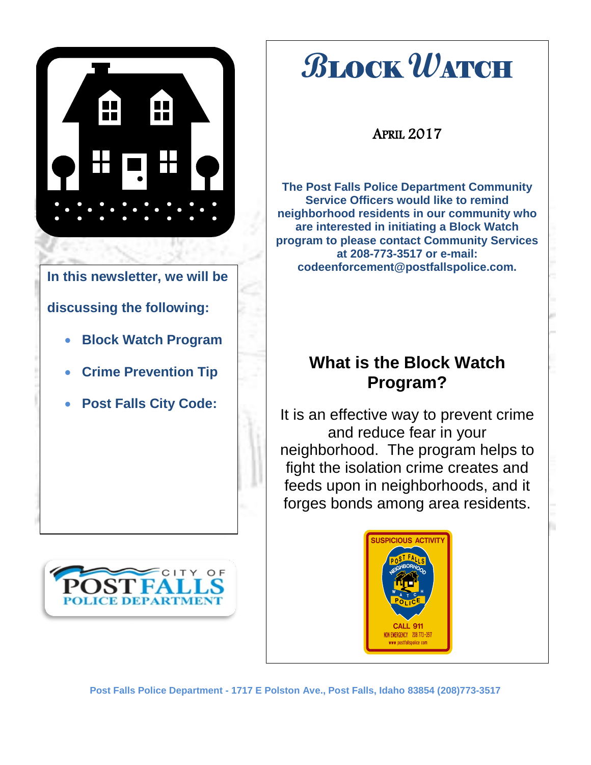# Block Watch

April 2017

In this newsletter, we will be discussing the following:

- Block Watch Program
- Crime Prevention Tip
- Post Falls City Code:

**The Post Falls Police Department Community Service Officers would like to remind neighborhood residents in our community who are interested in initiating a Block Watch program to please contact Community Services at 208-773-3517 or e-mail: codeenforcement@postfallspolice.com.**

## What is the Block Watch Program?

It is an effective way to prevent crime and reduce fear in your neighborhood. The program helps to fight the isolation crime creates and feeds upon in neighborhoods, and it forges bonds among area residents.

Post Falls Police Department - 1717 E Polston Ave., Post Falls, Idaho 83854 (208)773-3517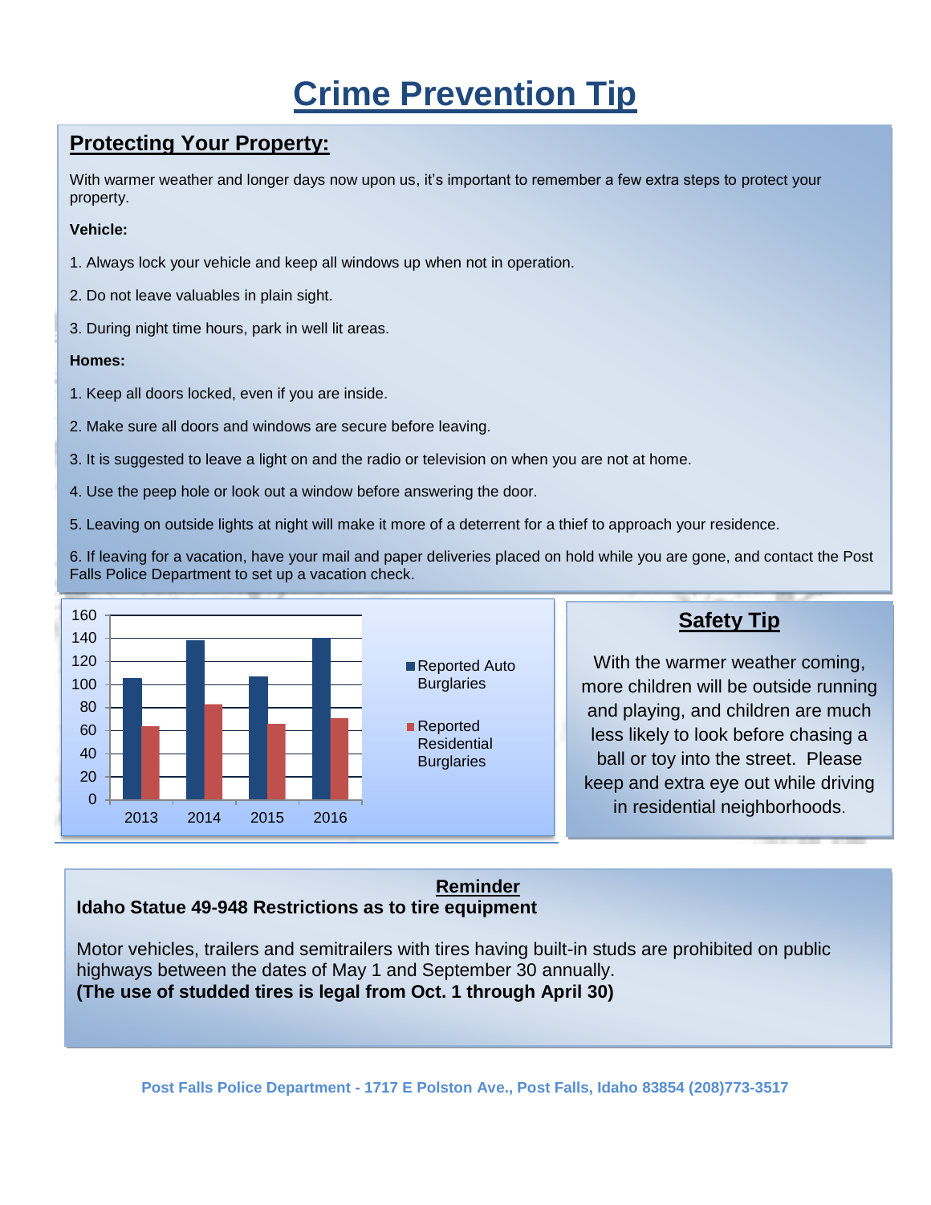# Crime Prevention Tip

## Protecting Your Property:

With warmer weather and longer days now upon us, it's important to remember a few extra steps to protect your property.

**Vehicle:**

1. Always lock your vehicle and keep all windows up when not in operation.

2. Do not leave valuables in plain sight.

3. During night time hours, park in well lit areas.

**Homes:**

1. Keep all doors locked, even if you are inside.

2. Make sure all doors and windows are secure before leaving.

3. It is suggested to leave a light on and the radio or television on when you are not at home.

4. Use the peep hole or look out a window before answering the door.

5. Leaving on outside lights at night will make it more of a deterrent for a thief to approach your residence.

6. If leaving for a vacation, have your mail and paper deliveries placed on hold while you are gone, and contact the Post Falls Police Department to set up a vacation check.

160
140
120
100
80
60
40
20
0

2013 2014 2015 2016

Reported Auto Burglaries

Reported Residential Burglaries

## Safety Tip

With the warmer weather coming, more children will be outside running and playing, and children are much less likely to look before chasing a ball or toy into the street. Please keep and extra eye out while driving in residential neighborhoods.

## Reminder

**Idaho Statue 49-948 Restrictions as to tire equipment**

Motor vehicles, trailers and semitrailers with tires having built-in studs are prohibited on public highways between the dates of May 1 and September 30 annually.
**(The use of studded tires is legal from Oct. 1 through April 30)**

**Post Falls Police Department - 1717 E Polston Ave., Post Falls, Idaho 83854 (208)773-3517**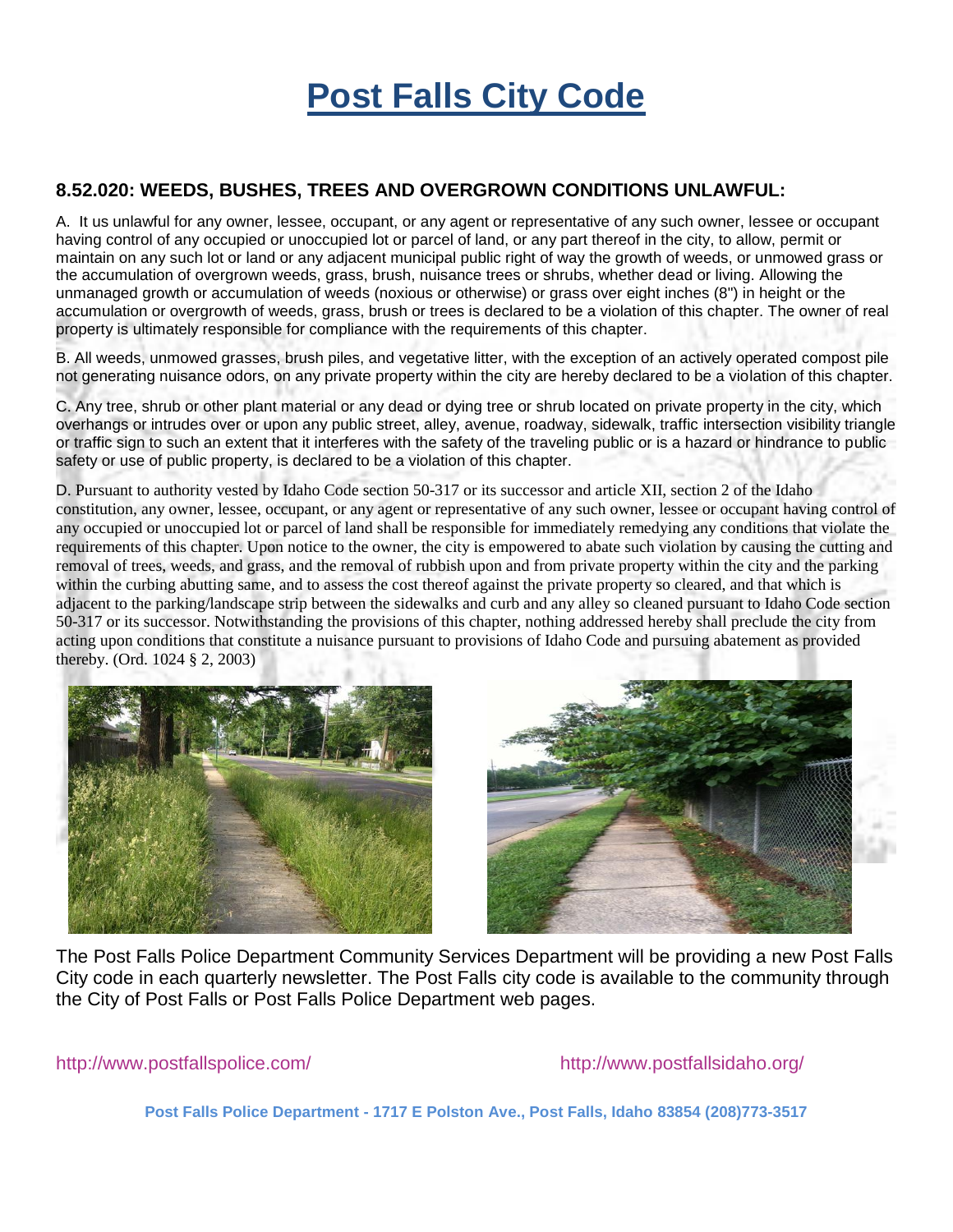# Post Falls City Code

### 8.52.020: WEEDS, BUSHES, TREES AND OVERGROWN CONDITIONS UNLAWFUL:

A. It us unlawful for any owner, lessee, occupant, or any agent or representative of any such owner, lessee or occupant having control of any occupied or unoccupied lot or parcel of land, or any part thereof in the city, to allow, permit or maintain on any such lot or land or any adjacent municipal public right of way the growth of weeds, or unmowed grass or the accumulation of overgrown weeds, grass, brush, nuisance trees or shrubs, whether dead or living. Allowing the unmanaged growth or accumulation of weeds (noxious or otherwise) or grass over eight inches (8") in height or the accumulation or overgrowth of weeds, grass, brush or trees is declared to be a violation of this chapter. The owner of real property is ultimately responsible for compliance with the requirements of this chapter.

B. All weeds, unmowed grasses, brush piles, and vegetative litter, with the exception of an actively operated compost pile not generating nuisance odors, on any private property within the city are hereby declared to be a violation of this chapter.

C. Any tree, shrub or other plant material or any dead or dying tree or shrub located on private property in the city, which overhangs or intrudes over or upon any public street, alley, avenue, roadway, sidewalk, traffic intersection visibility triangle or traffic sign to such an extent that it interferes with the safety of the traveling public or is a hazard or hindrance to public safety or use of public property, is declared to be a violation of this chapter.

D. Pursuant to authority vested by Idaho Code section 50-317 or its successor and article XII, section 2 of the Idaho constitution, any owner, lessee, occupant, or any agent or representative of any such owner, lessee or occupant having control of any occupied or unoccupied lot or parcel of land shall be responsible for immediately remedying any conditions that violate the requirements of this chapter. Upon notice to the owner, the city is empowered to abate such violation by causing the cutting and removal of trees, weeds, and grass, and the removal of rubbish upon and from private property within the city and the parking within the curbing abutting same, and to assess the cost thereof against the private property so cleared, and that which is adjacent to the parking/landscape strip between the sidewalks and curb and any alley so cleaned pursuant to Idaho Code section 50-317 or its successor. Notwithstanding the provisions of this chapter, nothing addressed hereby shall preclude the city from acting upon conditions that constitute a nuisance pursuant to provisions of Idaho Code and pursuing abatement as provided thereby. (Ord. 1024 § 2, 2003)

The Post Falls Police Department Community Services Department will be providing a new Post Falls City code in each quarterly newsletter. The Post Falls city code is available to the community through the City of Post Falls or Post Falls Police Department web pages.

http://www.postfallspolice.com/

http://www.postfallsidaho.org/

**Post Falls Police Department - 1717 E Polston Ave., Post Falls, Idaho 83854 (208)773-3517**